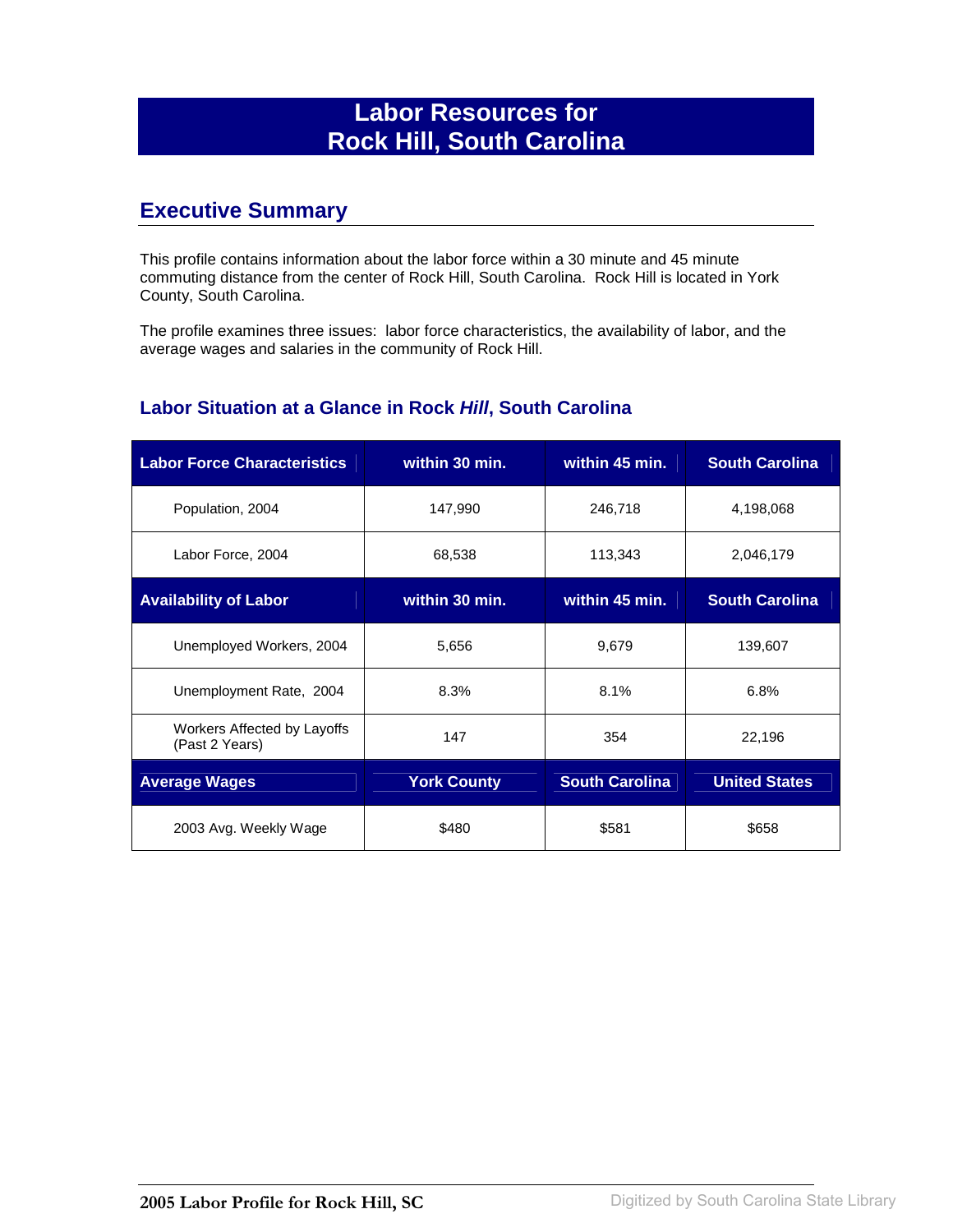# Labor Resources for Rock Hill, South Carolina

## Executive Summary

This profile contains information about the labor force within a 30 minute and 45 minute commuting distance from the center of Rock Hill, South Carolina. Rock Hill is located in York County, South Carolina.

The profile examines three issues: labor force characteristics, the availability of labor, and the average wages and salaries in the community of Rock Hill.

### Labor Situation at a Glance in Rock *Hill*, South Carolina

| Labor Force Characteristics | within 30 min. | within 45 min. | South Carolina |
|---|---|---|---|
| Population, 2004 | 147,990 | 246,718 | 4,198,068 |
| Labor Force, 2004 | 68,538 | 113,343 | 2,046,179 |
| **Availability of Labor** | **within 30 min.** | **within 45 min.** | **South Carolina** |
| Unemployed Workers, 2004 | 5,656 | 9,679 | 139,607 |
| Unemployment Rate, 2004 | 8.3% | 8.1% | 6.8% |
| Workers Affected by Layoffs (Past 2 Years) | 147 | 354 | 22,196 |
| **Average Wages** | **York County** | **South Carolina** | **United States** |
| 2003 Avg. Weekly Wage | $480 | $581 | $658 |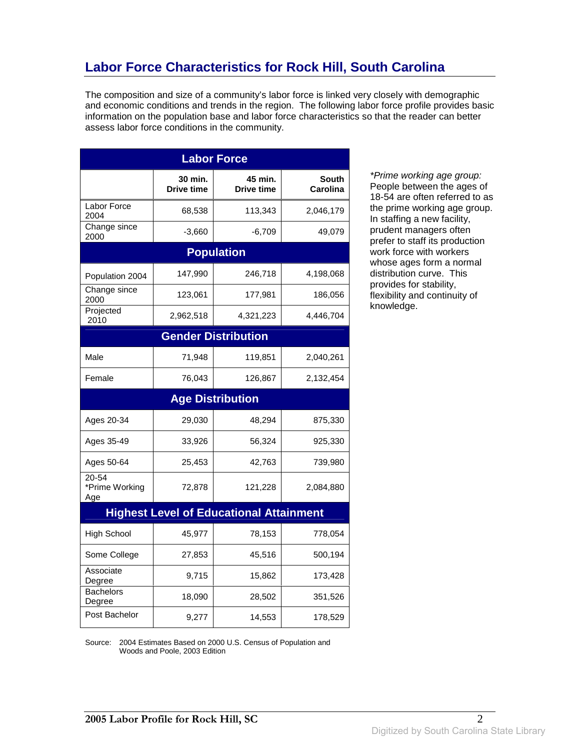## Labor Force Characteristics for Rock Hill, South Carolina

The composition and size of a community's labor force is linked very closely with demographic and economic conditions and trends in the region. The following labor force profile provides basic information on the population base and labor force characteristics so that the reader can better assess labor force conditions in the community.

| Labor Force | | | |
|---|---|---|---|
| | 30 min. Drive time | 45 min. Drive time | South Carolina |
| Labor Force 2004 | 68,538 | 113,343 | 2,046,179 |
| Change since 2000 | -3,660 | -6,709 | 49,079 |
| **Population** | | | |
| Population 2004 | 147,990 | 246,718 | 4,198,068 |
| Change since 2000 | 123,061 | 177,981 | 186,056 |
| Projected 2010 | 2,962,518 | 4,321,223 | 4,446,704 |
| **Gender Distribution** | | | |
| Male | 71,948 | 119,851 | 2,040,261 |
| Female | 76,043 | 126,867 | 2,132,454 |
| **Age Distribution** | | | |
| Ages 20-34 | 29,030 | 48,294 | 875,330 |
| Ages 35-49 | 33,926 | 56,324 | 925,330 |
| Ages 50-64 | 25,453 | 42,763 | 739,980 |
| 20-54 *Prime Working Age | 72,878 | 121,228 | 2,084,880 |
| **Highest Level of Educational Attainment** | | | |
| High School | 45,977 | 78,153 | 778,054 |
| Some College | 27,853 | 45,516 | 500,194 |
| Associate Degree | 9,715 | 15,862 | 173,428 |
| Bachelors Degree | 18,090 | 28,502 | 351,526 |
| Post Bachelor | 9,277 | 14,553 | 178,529 |

Source: 2004 Estimates Based on 2000 U.S. Census of Population and Woods and Poole, 2003 Edition

*\*Prime working age group:* People between the ages of 18-54 are often referred to as the prime working age group. In staffing a new facility, prudent managers often prefer to staff its production work force with workers whose ages form a normal distribution curve. This provides for stability, flexibility and continuity of knowledge.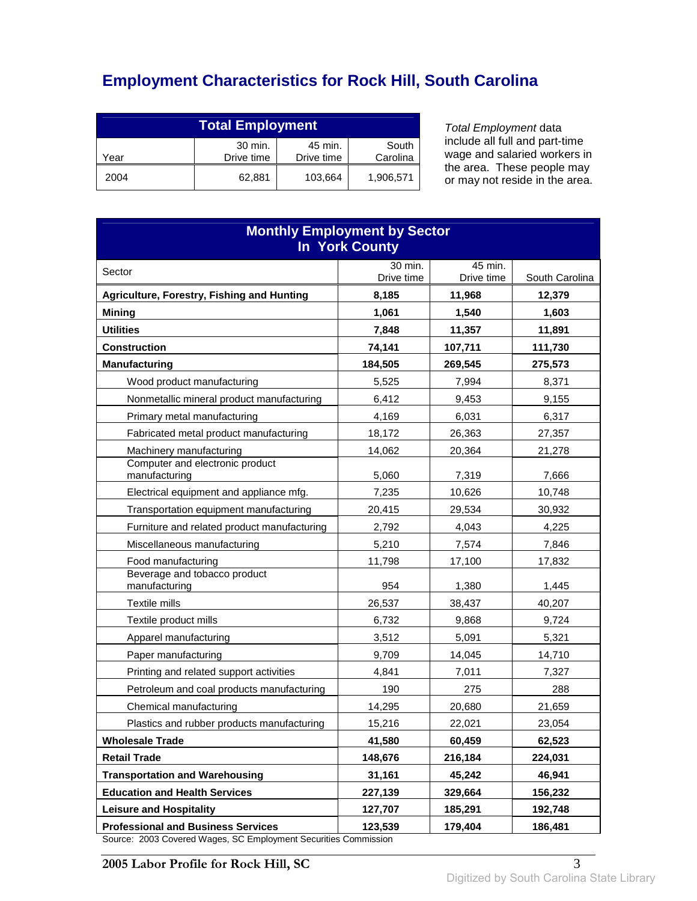# Employment Characteristics for Rock Hill, South Carolina

| Total Employment | | | |
|---|---|---|---|
| Year | 30 min. Drive time | 45 min. Drive time | South Carolina |
| 2004 | 62,881 | 103,664 | 1,906,571 |

*Total Employment* data include all full and part-time wage and salaried workers in the area. These people may or may not reside in the area.

| Monthly Employment by Sector In York County | | | |
|---|---|---|---|
| Sector | 30 min. Drive time | 45 min. Drive time | South Carolina |
| **Agriculture, Forestry, Fishing and Hunting** | **8,185** | **11,968** | **12,379** |
| **Mining** | **1,061** | **1,540** | **1,603** |
| **Utilities** | **7,848** | **11,357** | **11,891** |
| **Construction** | **74,141** | **107,711** | **111,730** |
| **Manufacturing** | **184,505** | **269,545** | **275,573** |
| Wood product manufacturing | 5,525 | 7,994 | 8,371 |
| Nonmetallic mineral product manufacturing | 6,412 | 9,453 | 9,155 |
| Primary metal manufacturing | 4,169 | 6,031 | 6,317 |
| Fabricated metal product manufacturing | 18,172 | 26,363 | 27,357 |
| Machinery manufacturing | 14,062 | 20,364 | 21,278 |
| Computer and electronic product manufacturing | 5,060 | 7,319 | 7,666 |
| Electrical equipment and appliance mfg. | 7,235 | 10,626 | 10,748 |
| Transportation equipment manufacturing | 20,415 | 29,534 | 30,932 |
| Furniture and related product manufacturing | 2,792 | 4,043 | 4,225 |
| Miscellaneous manufacturing | 5,210 | 7,574 | 7,846 |
| Food manufacturing | 11,798 | 17,100 | 17,832 |
| Beverage and tobacco product manufacturing | 954 | 1,380 | 1,445 |
| Textile mills | 26,537 | 38,437 | 40,207 |
| Textile product mills | 6,732 | 9,868 | 9,724 |
| Apparel manufacturing | 3,512 | 5,091 | 5,321 |
| Paper manufacturing | 9,709 | 14,045 | 14,710 |
| Printing and related support activities | 4,841 | 7,011 | 7,327 |
| Petroleum and coal products manufacturing | 190 | 275 | 288 |
| Chemical manufacturing | 14,295 | 20,680 | 21,659 |
| Plastics and rubber products manufacturing | 15,216 | 22,021 | 23,054 |
| **Wholesale Trade** | **41,580** | **60,459** | **62,523** |
| **Retail Trade** | **148,676** | **216,184** | **224,031** |
| **Transportation and Warehousing** | **31,161** | **45,242** | **46,941** |
| **Education and Health Services** | **227,139** | **329,664** | **156,232** |
| **Leisure and Hospitality** | **127,707** | **185,291** | **192,748** |
| **Professional and Business Services** | **123,539** | **179,404** | **186,481** |

Source: 2003 Covered Wages, SC Employment Securities Commission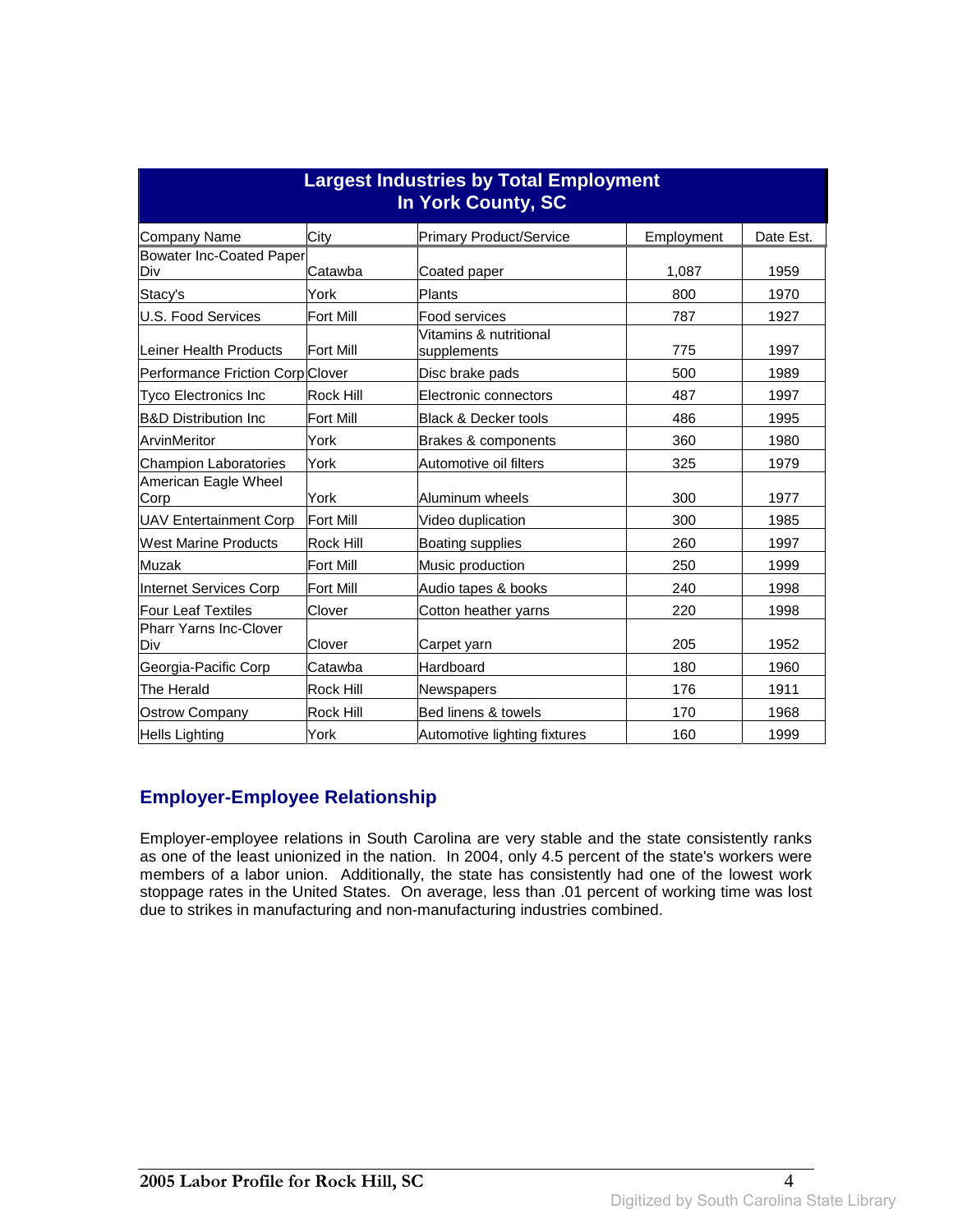| Largest Industries by Total Employment In York County, SC | | | | |
|---|---|---|---|---|
| Company Name | City | Primary Product/Service | Employment | Date Est. |
| Bowater Inc-Coated Paper Div | Catawba | Coated paper | 1,087 | 1959 |
| Stacy's | York | Plants | 800 | 1970 |
| U.S. Food Services | Fort Mill | Food services | 787 | 1927 |
| Leiner Health Products | Fort Mill | Vitamins & nutritional supplements | 775 | 1997 |
| Performance Friction Corp | Clover | Disc brake pads | 500 | 1989 |
| Tyco Electronics Inc | Rock Hill | Electronic connectors | 487 | 1997 |
| B&D Distribution Inc | Fort Mill | Black & Decker tools | 486 | 1995 |
| ArvinMeritor | York | Brakes & components | 360 | 1980 |
| Champion Laboratories | York | Automotive oil filters | 325 | 1979 |
| American Eagle Wheel Corp | York | Aluminum wheels | 300 | 1977 |
| UAV Entertainment Corp | Fort Mill | Video duplication | 300 | 1985 |
| West Marine Products | Rock Hill | Boating supplies | 260 | 1997 |
| Muzak | Fort Mill | Music production | 250 | 1999 |
| Internet Services Corp | Fort Mill | Audio tapes & books | 240 | 1998 |
| Four Leaf Textiles | Clover | Cotton heather yarns | 220 | 1998 |
| Pharr Yarns Inc-Clover Div | Clover | Carpet yarn | 205 | 1952 |
| Georgia-Pacific Corp | Catawba | Hardboard | 180 | 1960 |
| The Herald | Rock Hill | Newspapers | 176 | 1911 |
| Ostrow Company | Rock Hill | Bed linens & towels | 170 | 1968 |
| Hells Lighting | York | Automotive lighting fixtures | 160 | 1999 |

## Employer-Employee Relationship

Employer-employee relations in South Carolina are very stable and the state consistently ranks as one of the least unionized in the nation. In 2004, only 4.5 percent of the state's workers were members of a labor union. Additionally, the state has consistently had one of the lowest work stoppage rates in the United States. On average, less than .01 percent of working time was lost due to strikes in manufacturing and non-manufacturing industries combined.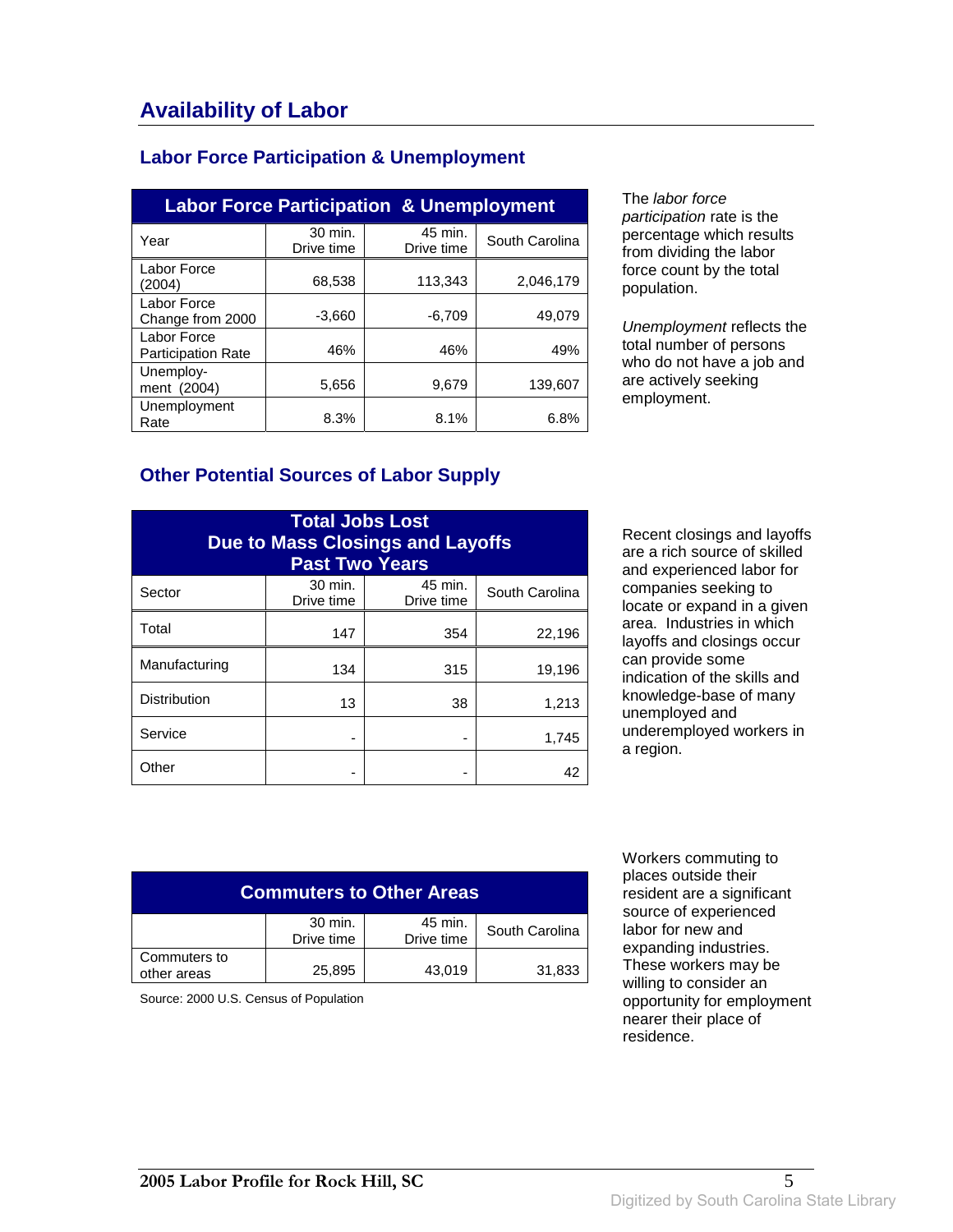# Availability of Labor

## Labor Force Participation & Unemployment

| Labor Force Participation & Unemployment | | | |
|---|---|---|---|
| Year | 30 min. Drive time | 45 min. Drive time | South Carolina |
| Labor Force (2004) | 68,538 | 113,343 | 2,046,179 |
| Labor Force Change from 2000 | -3,660 | -6,709 | 49,079 |
| Labor Force Participation Rate | 46% | 46% | 49% |
| Unemploy-ment (2004) | 5,656 | 9,679 | 139,607 |
| Unemployment Rate | 8.3% | 8.1% | 6.8% |

The *labor force participation* rate is the percentage which results from dividing the labor force count by the total population.

*Unemployment* reflects the total number of persons who do not have a job and are actively seeking employment.

## Other Potential Sources of Labor Supply

| Total Jobs Lost Due to Mass Closings and Layoffs Past Two Years | | | |
|---|---|---|---|
| Sector | 30 min. Drive time | 45 min. Drive time | South Carolina |
| Total | 147 | 354 | 22,196 |
| Manufacturing | 134 | 315 | 19,196 |
| Distribution | 13 | 38 | 1,213 |
| Service | - | - | 1,745 |
| Other | - | - | 42 |

Recent closings and layoffs are a rich source of skilled and experienced labor for companies seeking to locate or expand in a given area. Industries in which layoffs and closings occur can provide some indication of the skills and knowledge-base of many unemployed and underemployed workers in a region.

| Commuters to Other Areas | | | |
|---|---|---|---|
| | 30 min. Drive time | 45 min. Drive time | South Carolina |
| Commuters to other areas | 25,895 | 43,019 | 31,833 |

Source: 2000 U.S. Census of Population

Workers commuting to places outside their resident are a significant source of experienced labor for new and expanding industries. These workers may be willing to consider an opportunity for employment nearer their place of residence.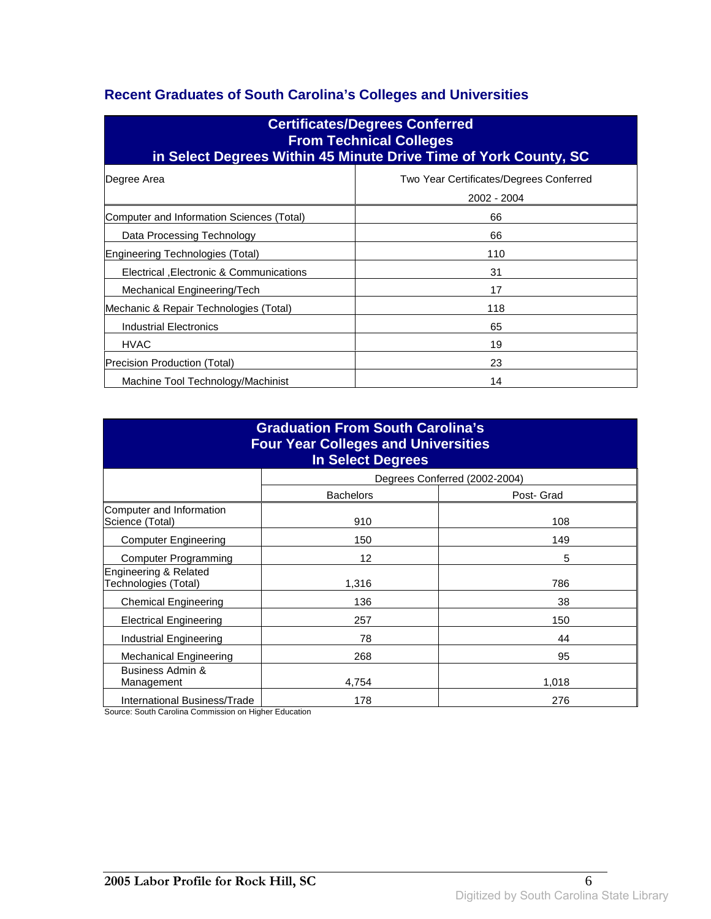## Recent Graduates of South Carolina's Colleges and Universities

| Certificates/Degrees Conferred From Technical Colleges in Select Degrees Within 45 Minute Drive Time of York County, SC | |
|---|---|
| Degree Area | Two Year Certificates/Degrees Conferred 2002 - 2004 |
| Computer and Information Sciences (Total) | 66 |
| Data Processing Technology | 66 |
| Engineering Technologies (Total) | 110 |
| Electrical ,Electronic & Communications | 31 |
| Mechanical Engineering/Tech | 17 |
| Mechanic & Repair Technologies (Total) | 118 |
| Industrial Electronics | 65 |
| HVAC | 19 |
| Precision Production (Total) | 23 |
| Machine Tool Technology/Machinist | 14 |

| Graduation From South Carolina's Four Year Colleges and Universities In Select Degrees | | |
|---|---|---|
| | Degrees Conferred (2002-2004) | |
| | Bachelors | Post- Grad |
| Computer and Information Science (Total) | 910 | 108 |
| Computer Engineering | 150 | 149 |
| Computer Programming | 12 | 5 |
| Engineering & Related Technologies (Total) | 1,316 | 786 |
| Chemical Engineering | 136 | 38 |
| Electrical Engineering | 257 | 150 |
| Industrial Engineering | 78 | 44 |
| Mechanical Engineering | 268 | 95 |
| Business Admin & Management | 4,754 | 1,018 |
| International Business/Trade | 178 | 276 |

Source: South Carolina Commission on Higher Education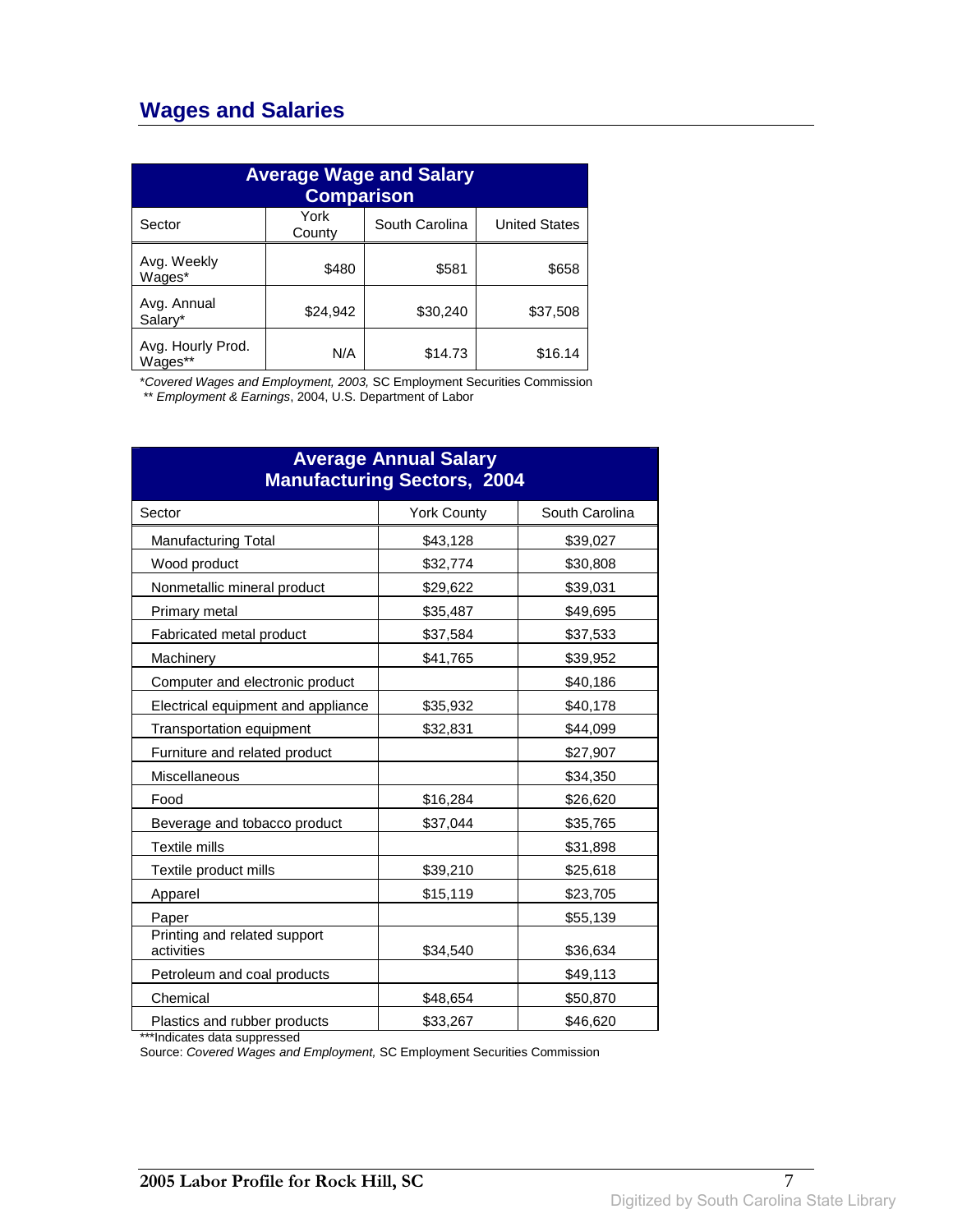## Wages and Salaries

| Average Wage and Salary Comparison | | | |
|---|---|---|---|
| Sector | York County | South Carolina | United States |
| Avg. Weekly Wages* | $480 | $581 | $658 |
| Avg. Annual Salary* | $24,942 | $30,240 | $37,508 |
| Avg. Hourly Prod. Wages** | N/A | $14.73 | $16.14 |

*Covered Wages and Employment, 2003,* SC Employment Securities Commission
** *Employment & Earnings*, 2004, U.S. Department of Labor

| Average Annual Salary Manufacturing Sectors, 2004 | | |
|---|---|---|
| Sector | York County | South Carolina |
| Manufacturing Total | $43,128 | $39,027 |
| Wood product | $32,774 | $30,808 |
| Nonmetallic mineral product | $29,622 | $39,031 |
| Primary metal | $35,487 | $49,695 |
| Fabricated metal product | $37,584 | $37,533 |
| Machinery | $41,765 | $39,952 |
| Computer and electronic product | | $40,186 |
| Electrical equipment and appliance | $35,932 | $40,178 |
| Transportation equipment | $32,831 | $44,099 |
| Furniture and related product | | $27,907 |
| Miscellaneous | | $34,350 |
| Food | $16,284 | $26,620 |
| Beverage and tobacco product | $37,044 | $35,765 |
| Textile mills | | $31,898 |
| Textile product mills | $39,210 | $25,618 |
| Apparel | $15,119 | $23,705 |
| Paper | | $55,139 |
| Printing and related support activities | $34,540 | $36,634 |
| Petroleum and coal products | | $49,113 |
| Chemical | $48,654 | $50,870 |
| Plastics and rubber products | $33,267 | $46,620 |

***Indicates data suppressed
Source: *Covered Wages and Employment,* SC Employment Securities Commission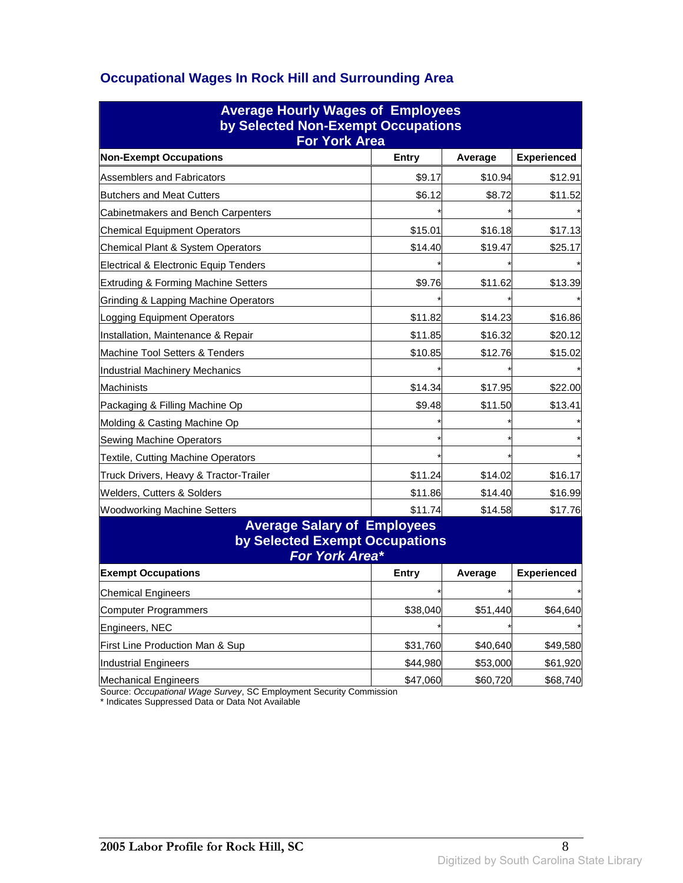## Occupational Wages In Rock Hill and Surrounding Area

| Average Hourly Wages of Employees by Selected Non-Exempt Occupations *For York Area* | | | |
|---|---|---|---|
| **Non-Exempt Occupations** | **Entry** | **Average** | **Experienced** |
| Assemblers and Fabricators | $9.17 | $10.94 | $12.91 |
| Butchers and Meat Cutters | $6.12 | $8.72 | $11.52 |
| Cabinetmakers and Bench Carpenters | * | * | * |
| Chemical Equipment Operators | $15.01 | $16.18 | $17.13 |
| Chemical Plant & System Operators | $14.40 | $19.47 | $25.17 |
| Electrical & Electronic Equip Tenders | * | * | * |
| Extruding & Forming Machine Setters | $9.76 | $11.62 | $13.39 |
| Grinding & Lapping Machine Operators | * | * | * |
| Logging Equipment Operators | $11.82 | $14.23 | $16.86 |
| Installation, Maintenance & Repair | $11.85 | $16.32 | $20.12 |
| Machine Tool Setters & Tenders | $10.85 | $12.76 | $15.02 |
| Industrial Machinery Mechanics | * | * | * |
| Machinists | $14.34 | $17.95 | $22.00 |
| Packaging & Filling Machine Op | $9.48 | $11.50 | $13.41 |
| Molding & Casting Machine Op | * | * | * |
| Sewing Machine Operators | * | * | * |
| Textile, Cutting Machine Operators | * | * | * |
| Truck Drivers, Heavy & Tractor-Trailer | $11.24 | $14.02 | $16.17 |
| Welders, Cutters & Solders | $11.86 | $14.40 | $16.99 |
| Woodworking Machine Setters | $11.74 | $14.58 | $17.76 |

| Average Salary of Employees by Selected Exempt Occupations *For York Area** | | | |
|---|---|---|---|
| **Exempt Occupations** | **Entry** | **Average** | **Experienced** |
| Chemical Engineers | * | * | * |
| Computer Programmers | $38,040 | $51,440 | $64,640 |
| Engineers, NEC | * | * | * |
| First Line Production Man & Sup | $31,760 | $40,640 | $49,580 |
| Industrial Engineers | $44,980 | $53,000 | $61,920 |
| Mechanical Engineers | $47,060 | $60,720 | $68,740 |

Source: *Occupational Wage Survey*, SC Employment Security Commission
* Indicates Suppressed Data or Data Not Available